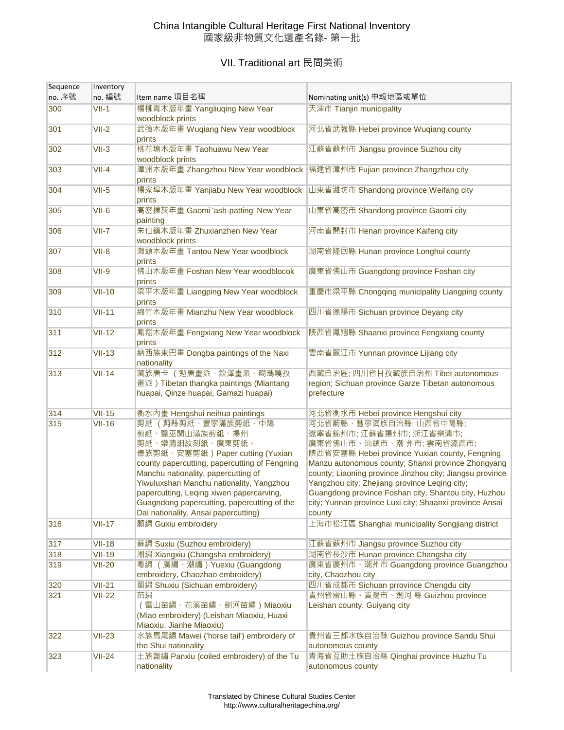# China Intangible Cultural Heritage First National Inventory
# 國家級非物質文化遺產名錄- 第一批

## VII. Traditional art 民間美術

| Sequence no. 序號 | Inventory no. 編號 | Item name 項目名稱 | Nominating unit(s) 申報地區或單位 |
|---|---|---|---|
| 300 | VII-1 | 楊柳青木版年畫 Yangliuqing New Year woodblock prints | 天津市 Tianjin municipality |
| 301 | VII-2 | 武強木版年畫 Wuqiang New Year woodblock prints | 河北省武強縣 Hebei province Wuqiang county |
| 302 | VII-3 | 桃花塢木版年畫 Taohuawu New Year woodblock prints | 江蘇省蘇州市 Jiangsu province Suzhou city |
| 303 | VII-4 | 漳州木版年畫 Zhangzhou New Year woodblock prints | 福建省漳州市 Fujian province Zhangzhou city |
| 304 | VII-5 | 楊家埠木版年畫 Yanjiabu New Year woodblock prints | 山東省濰坊市 Shandong province Weifang city |
| 305 | VII-6 | 高密撲灰年畫 Gaomi 'ash-patting' New Year painting | 山東省高密市 Shandong province Gaomi city |
| 306 | VII-7 | 朱仙鎮木版年畫 Zhuxianzhen New Year woodblock prints | 河南省開封市 Henan province Kaifeng city |
| 307 | VII-8 | 灘頭木版年畫 Tantou New Year woodblock prints | 湖南省隆回縣 Hunan province Longhui county |
| 308 | VII-9 | 佛山木版年畫 Foshan New Year woodblocok prints | 廣東省佛山市 Guangdong province Foshan city |
| 309 | VII-10 | 梁平木版年畫 Liangping New Year woodblock prints | 重慶市梁平縣 Chongqing municipality Liangping county |
| 310 | VII-11 | 綿竹木版年畫 Mianzhu New Year woodblock prints | 四川省德陽市 Sichuan province Deyang city |
| 311 | VII-12 | 鳳翔木版年畫 Fengxiang New Year woodblock prints | 陝西省鳳翔縣 Shaanxi province Fengxiang county |
| 312 | VII-13 | 納西族東巴畫 Dongba paintings of the Naxi nationality | 雲南省麗江市 Yunnan province Lijiang city |
| 313 | VII-14 | 藏族唐卡（勉唐畫派、欽澤畫派、噶瑪嘎孜畫派）Tibetan thangka paintings (Miantang huapai, Qinze huapai, Gamazi huapai) | 西藏自治區; 四川省甘孜藏族自治州 Tibet autonomous region; Sichuan province Garze Tibetan autonomous prefecture |
| 314 | VII-15 | 衡水內畫 Hengshui neihua paintings | 河北省衡水市 Hebei province Hengshui city |
| 315 | VII-16 | 剪紙（蔚縣剪紙、豐寧滿族剪紙、中陽剪紙、醫巫閭山滿族剪紙、揚州剪紙、樂清細紋刻紙、廣東剪紙、傣族剪紙、安塞剪紙）Paper cutting (Yuxian county papercutting, papercutting of Fengning Manchu nationality, papercutting of Yiwuluxshan Manchu nationality, Yangzhou papercutting, Leqing xiwen papercarving, Guagndong papercutting, papercutting of the Dai nationality, Ansai papercutting) | 河北省蔚縣、豐寧滿族自治縣; 山西省中陽縣; 遼寧省錦州市; 江蘇省揚州市; 浙江省樂清市; 廣東省佛山市、汕頭市、潮 州市; 雲南省潞西市; 陝西省安塞縣 Hebei province Yuxian county, Fengning Manzu autonomous county; Shanxi province Zhongyang county; Liaoning province Jinzhou city; Jiangsu province Yangzhou city; Zhejiang province Leqing city; Guangdong province Foshan city, Shantou city, Huzhou city; Yunnan province Luxi city; Shaanxi province Ansai county |
| 316 | VII-17 | 顧繡 Guxiu embroidery | 上海市松江區 Shanghai municipality Songjiang district |
| 317 | VII-18 | 蘇繡 Suxiu (Suzhou embroidery) | 江蘇省蘇州市 Jiangsu province Suzhou city |
| 318 | VII-19 | 湘繡 Xiangxiu (Changsha embroidery) | 湖南省長沙市 Hunan province Changsha city |
| 319 | VII-20 | 粵繡（廣繡、潮繡）Yuexiu (Guangdong embroidery, Chaozhao embroidery) | 廣東省廣州市、潮州市 Guangdong province Guangzhou city, Chaozhou city |
| 320 | VII-21 | 蜀繡 Shuxiu (Sichuan embroidery) | 四川省成都市 Sichuan prrovince Chengdu city |
| 321 | VII-22 | 苗繡（雷山苗繡、花溪苗繡、劍河苗繡）Miaoxiu (Miao embroidery) (Leishan Miaoxiu, Huaxi Miaoxiu, Jianhe Miaoxiu) | 貴州省雷山縣、貴陽市、劍河 縣 Guizhou province Leishan county, Guiyang city |
| 322 | VII-23 | 水族馬尾繡 Mawei ('horse tail') embroidery of the Shui nationality | 貴州省三都水族自治縣 Guizhou province Sandu Shui autonomous county |
| 323 | VII-24 | 土族盤繡 Panxiu (coiled embroidery) of the Tu nationality | 青海省互助土族自治縣 Qinghai province Huzhu Tu autonomous county |

Translated by Chinese Cultural Studies Center
http://www.culturalheritagechina.org/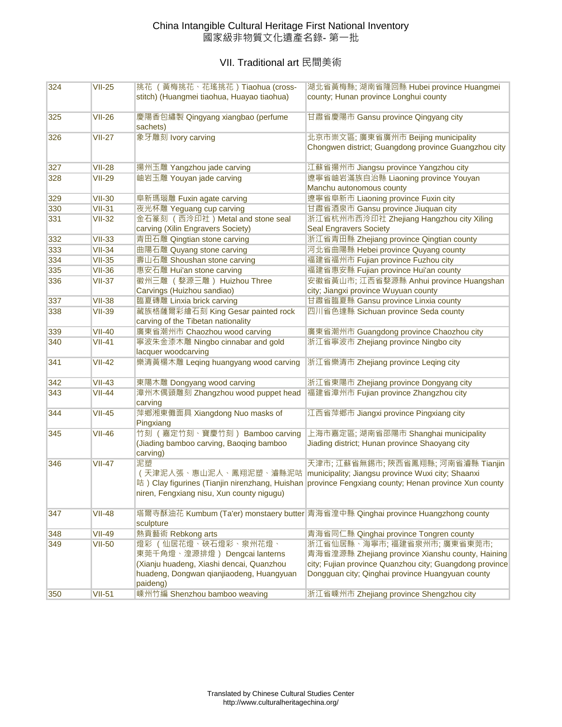# China Intangible Cultural Heritage First National Inventory
# 國家級非物質文化遺產名錄- 第一批

## VII. Traditional art 民間美術

| | | | |
|---|---|---|---|
| 324 | VII-25 | 挑花 （ 黃梅挑花、花瑤挑花 ）Tiaohua (cross-stitch) (Huangmei tiaohua, Huayao tiaohua) | 湖北省黃梅縣; 湖南省隆回縣 Hubei province Huangmei county; Hunan province Longhui county |
| 325 | VII-26 | 慶陽香包繡製 Qingyang xiangbao (perfume sachets) | 甘肅省慶陽市 Gansu province Qingyang city |
| 326 | VII-27 | 象牙雕刻 Ivory carving | 北京市崇文區; 廣東省廣州市 Beijing municipality Chongwen district; Guangdong province Guangzhou city |
| 327 | VII-28 | 揚州玉雕 Yangzhou jade carving | 江蘇省揚州市 Jiangsu province Yangzhou city |
| 328 | VII-29 | 岫岩玉雕 Youyan jade carving | 遼寧省岫岩滿族自治縣 Liaoning province Youyan Manchu autonomous county |
| 329 | VII-30 | 阜新瑪瑙雕 Fuxin agate carving | 遼寧省阜新市 Liaoning province Fuxin city |
| 330 | VII-31 | 夜光杯雕 Yeguang cup carving | 甘肅省酒泉市 Gansu province Jiuquan city |
| 331 | VII-32 | 金石篆刻 （ 西泠印社 ）Metal and stone seal carving (Xilin Engravers Society) | 浙江省杭州市西泠印社 Zhejiang Hangzhou city Xiling Seal Engravers Society |
| 332 | VII-33 | 青田石雕 Qingtian stone carving | 浙江省青田縣 Zhejiang province Qingtian county |
| 333 | VII-34 | 曲陽石雕 Quyang stone carving | 河北省曲陽縣 Hebei province Quyang county |
| 334 | VII-35 | 壽山石雕 Shoushan stone carving | 福建省福州市 Fujian province Fuzhou city |
| 335 | VII-36 | 惠安石雕 Hui'an stone carving | 福建省惠安縣 Fujian province Hui'an county |
| 336 | VII-37 | 徽州三雕 （ 婺源三雕 ） Huizhou Three Carvings (Huizhou sandiao) | 安徽省黃山市; 江西省婺源縣 Anhui province Huangshan city; Jiangxi province Wuyuan county |
| 337 | VII-38 | 臨夏磚雕 Linxia brick carving | 甘肅省臨夏縣 Gansu province Linxia county |
| 338 | VII-39 | 藏族格薩爾彩繪石刻 King Gesar painted rock carving of the Tibetan nationality | 四川省色達縣 Sichuan province Seda county |
| 339 | VII-40 | 廣東省潮州市 Chaozhou wood carving | 廣東省潮州市 Guangdong province Chaozhou city |
| 340 | VII-41 | 寧波朱金漆木雕 Ningbo cinnabar and gold lacquer woodcarving | 浙江省寧波市 Zhejiang province Ningbo city |
| 341 | VII-42 | 樂清黃楊木雕 Leqing huangyang wood carving | 浙江省樂清市 Zhejiang province Leqing city |
| 342 | VII-43 | 東陽木雕 Dongyang wood carving | 浙江省東陽市 Zhejiang province Dongyang city |
| 343 | VII-44 | 漳州木偶頭雕刻 Zhangzhou wood puppet head carving | 福建省漳州市 Fujian province Zhangzhou city |
| 344 | VII-45 | 萍鄉湘東儺面具 Xiangdong Nuo masks of Pingxiang | 江西省萍鄉市 Jiangxi province Pingxiang city |
| 345 | VII-46 | 竹刻 （ 嘉定竹刻、寶慶竹刻 ） Bamboo carving (Jiading bamboo carving, Baoqing bamboo carving) | 上海市嘉定區; 湖南省邵陽市 Shanghai municipality Jiading district; Hunan province Shaoyang city |
| 346 | VII-47 | 泥塑 （ 天津泥人張、惠山泥人、鳳翔泥塑、濬縣泥咕咕 ）Clay figurines (Tianjin nirenzhang, Huishan niren, Fengxiang nisu, Xun county nigugu) | 天津市; 江蘇省無錫市; 陝西省鳳翔縣; 河南省濬縣 Tianjin municipality; Jiangsu province Wuxi city; Shaanxi province Fengxiang county; Henan province Xun county |
| 347 | VII-48 | 塔爾寺酥油花 Kumbum (Ta'er) monstaery butter sculpture | 青海省湟中縣 Qinghai province Huangzhong county |
| 348 | VII-49 | 熱貢藝術 Rebkong arts | 青海省同仁縣 Qinghai province Tongren county |
| 349 | VII-50 | 燈彩 （ 仙居花燈、硤石燈彩、泉州花燈、東莞千角燈、湟源排燈 ） Dengcai lanterns (Xianju huadeng, Xiashi dencai, Quanzhou huadeng, Dongwan qianjiaodeng, Huangyuan paideng) | 浙江省仙居縣、海寧市; 福建省泉州市; 廣東省東莞市; 青海省湟源縣 Zhejiang province Xianshu county, Haining city; Fujian province Quanzhou city; Guangdong province Dongguan city; Qinghai province Huangyuan county |
| 350 | VII-51 | 嵊州竹編 Shenzhou bamboo weaving | 浙江省嵊州市 Zhejiang province Shengzhou city |

Translated by Chinese Cultural Studies Center
http://www.culturalheritagechina.org/